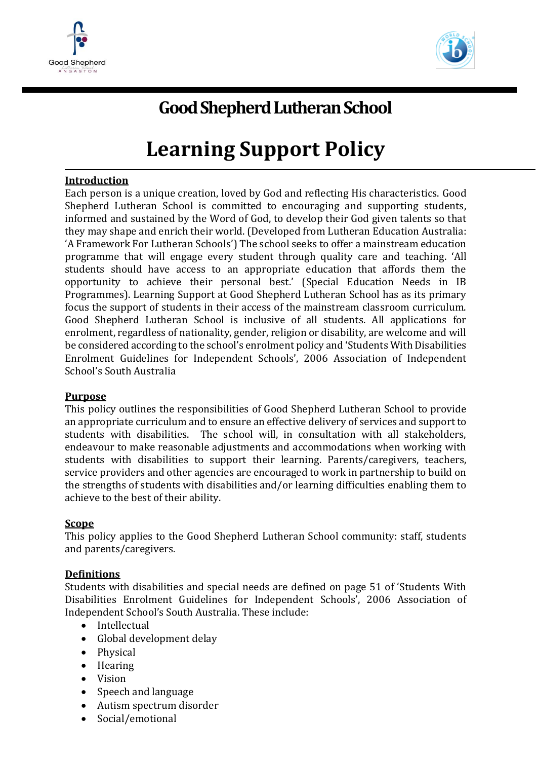# Good Shepherd Lutheran School

# Learning Support Policy

## Introduction

Each person is a unique creation, loved by God and reflecting His characteristics. Good Shepherd Lutheran School is committed to encouraging and supporting students, informed and sustained by the Word of God, to develop their God given talents so that they may shape and enrich their world. (Developed from Lutheran Education Australia: 'A Framework For Lutheran Schools') The school seeks to offer a mainstream education programme that will engage every student through quality care and teaching. 'All students should have access to an appropriate education that affords them the opportunity to achieve their personal best.' (Special Education Needs in IB Programmes). Learning Support at Good Shepherd Lutheran School has as its primary focus the support of students in their access of the mainstream classroom curriculum. Good Shepherd Lutheran School is inclusive of all students. All applications for enrolment, regardless of nationality, gender, religion or disability, are welcome and will be considered according to the school's enrolment policy and 'Students With Disabilities Enrolment Guidelines for Independent Schools', 2006 Association of Independent School's South Australia

## Purpose

This policy outlines the responsibilities of Good Shepherd Lutheran School to provide an appropriate curriculum and to ensure an effective delivery of services and support to students with disabilities. The school will, in consultation with all stakeholders, endeavour to make reasonable adjustments and accommodations when working with students with disabilities to support their learning. Parents/caregivers, teachers, service providers and other agencies are encouraged to work in partnership to build on the strengths of students with disabilities and/or learning difficulties enabling them to achieve to the best of their ability.

## Scope

This policy applies to the Good Shepherd Lutheran School community: staff, students and parents/caregivers.

## Definitions

Students with disabilities and special needs are defined on page 51 of 'Students With Disabilities Enrolment Guidelines for Independent Schools', 2006 Association of Independent School's South Australia. These include:

- Intellectual
- Global development delay
- Physical
- Hearing
- Vision
- Speech and language
- Autism spectrum disorder
- Social/emotional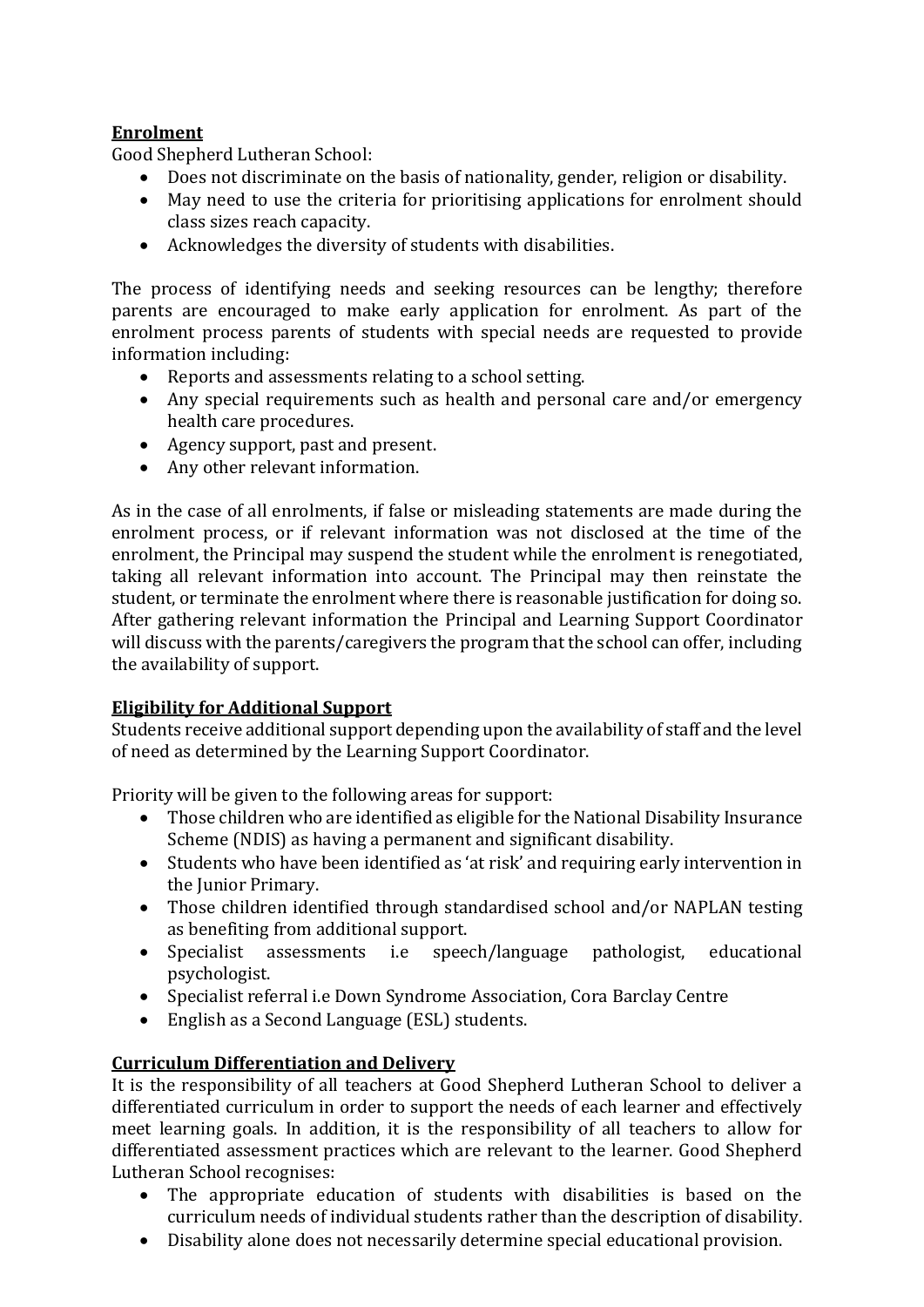## Enrolment

Good Shepherd Lutheran School:

- Does not discriminate on the basis of nationality, gender, religion or disability.
- May need to use the criteria for prioritising applications for enrolment should class sizes reach capacity.
- Acknowledges the diversity of students with disabilities.

The process of identifying needs and seeking resources can be lengthy; therefore parents are encouraged to make early application for enrolment. As part of the enrolment process parents of students with special needs are requested to provide information including:

- Reports and assessments relating to a school setting.
- Any special requirements such as health and personal care and/or emergency health care procedures.
- Agency support, past and present.
- Any other relevant information.

As in the case of all enrolments, if false or misleading statements are made during the enrolment process, or if relevant information was not disclosed at the time of the enrolment, the Principal may suspend the student while the enrolment is renegotiated, taking all relevant information into account. The Principal may then reinstate the student, or terminate the enrolment where there is reasonable justification for doing so. After gathering relevant information the Principal and Learning Support Coordinator will discuss with the parents/caregivers the program that the school can offer, including the availability of support.

## Eligibility for Additional Support

Students receive additional support depending upon the availability of staff and the level of need as determined by the Learning Support Coordinator.

Priority will be given to the following areas for support:

- Those children who are identified as eligible for the National Disability Insurance Scheme (NDIS) as having a permanent and significant disability.
- Students who have been identified as 'at risk' and requiring early intervention in the Junior Primary.
- Those children identified through standardised school and/or NAPLAN testing as benefiting from additional support.
- Specialist assessments i.e speech/language pathologist, educational psychologist.
- Specialist referral i.e Down Syndrome Association, Cora Barclay Centre
- English as a Second Language (ESL) students.

## Curriculum Differentiation and Delivery

It is the responsibility of all teachers at Good Shepherd Lutheran School to deliver a differentiated curriculum in order to support the needs of each learner and effectively meet learning goals. In addition, it is the responsibility of all teachers to allow for differentiated assessment practices which are relevant to the learner. Good Shepherd Lutheran School recognises:

- The appropriate education of students with disabilities is based on the curriculum needs of individual students rather than the description of disability.
- Disability alone does not necessarily determine special educational provision.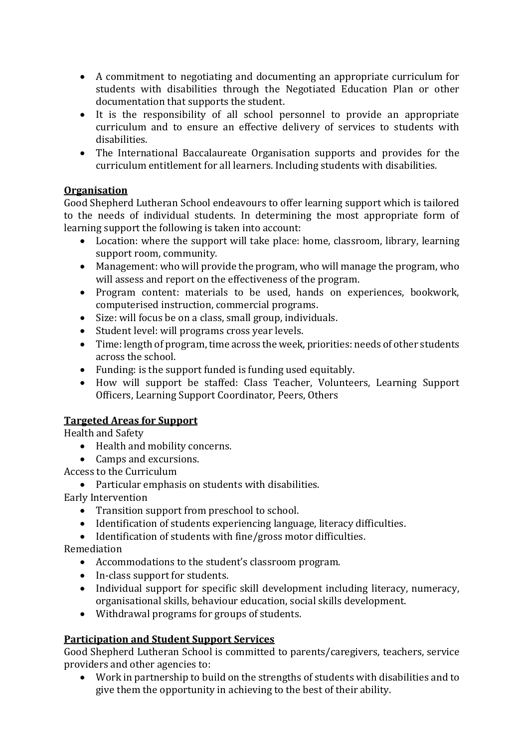- A commitment to negotiating and documenting an appropriate curriculum for students with disabilities through the Negotiated Education Plan or other documentation that supports the student.
- It is the responsibility of all school personnel to provide an appropriate curriculum and to ensure an effective delivery of services to students with disabilities.
- The International Baccalaureate Organisation supports and provides for the curriculum entitlement for all learners. Including students with disabilities.

**Organisation**

Good Shepherd Lutheran School endeavours to offer learning support which is tailored to the needs of individual students. In determining the most appropriate form of learning support the following is taken into account:

- Location: where the support will take place: home, classroom, library, learning support room, community.
- Management: who will provide the program, who will manage the program, who will assess and report on the effectiveness of the program.
- Program content: materials to be used, hands on experiences, bookwork, computerised instruction, commercial programs.
- Size: will focus be on a class, small group, individuals.
- Student level: will programs cross year levels.
- Time: length of program, time across the week, priorities: needs of other students across the school.
- Funding: is the support funded is funding used equitably.
- How will support be staffed: Class Teacher, Volunteers, Learning Support Officers, Learning Support Coordinator, Peers, Others

**Targeted Areas for Support**

Health and Safety

- Health and mobility concerns.
- Camps and excursions.

Access to the Curriculum

- Particular emphasis on students with disabilities.

Early Intervention

- Transition support from preschool to school.
- Identification of students experiencing language, literacy difficulties.
- Identification of students with fine/gross motor difficulties.

Remediation

- Accommodations to the student's classroom program.
- In-class support for students.
- Individual support for specific skill development including literacy, numeracy, organisational skills, behaviour education, social skills development.
- Withdrawal programs for groups of students.

**Participation and Student Support Services**

Good Shepherd Lutheran School is committed to parents/caregivers, teachers, service providers and other agencies to:

- Work in partnership to build on the strengths of students with disabilities and to give them the opportunity in achieving to the best of their ability.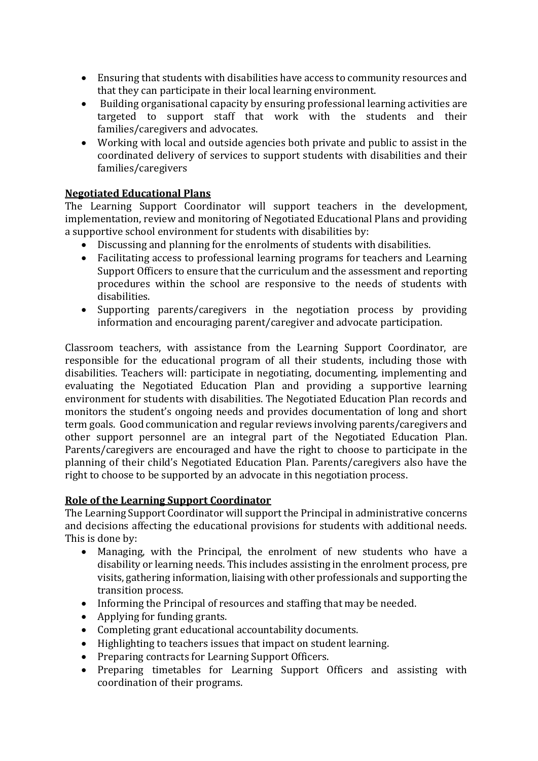- Ensuring that students with disabilities have access to community resources and that they can participate in their local learning environment.
- Building organisational capacity by ensuring professional learning activities are targeted to support staff that work with the students and their families/caregivers and advocates.
- Working with local and outside agencies both private and public to assist in the coordinated delivery of services to support students with disabilities and their families/caregivers

**Negotiated Educational Plans**

The Learning Support Coordinator will support teachers in the development, implementation, review and monitoring of Negotiated Educational Plans and providing a supportive school environment for students with disabilities by:

- Discussing and planning for the enrolments of students with disabilities.
- Facilitating access to professional learning programs for teachers and Learning Support Officers to ensure that the curriculum and the assessment and reporting procedures within the school are responsive to the needs of students with disabilities.
- Supporting parents/caregivers in the negotiation process by providing information and encouraging parent/caregiver and advocate participation.

Classroom teachers, with assistance from the Learning Support Coordinator, are responsible for the educational program of all their students, including those with disabilities. Teachers will: participate in negotiating, documenting, implementing and evaluating the Negotiated Education Plan and providing a supportive learning environment for students with disabilities. The Negotiated Education Plan records and monitors the student's ongoing needs and provides documentation of long and short term goals. Good communication and regular reviews involving parents/caregivers and other support personnel are an integral part of the Negotiated Education Plan. Parents/caregivers are encouraged and have the right to choose to participate in the planning of their child's Negotiated Education Plan. Parents/caregivers also have the right to choose to be supported by an advocate in this negotiation process.

**Role of the Learning Support Coordinator**

The Learning Support Coordinator will support the Principal in administrative concerns and decisions affecting the educational provisions for students with additional needs. This is done by:

- Managing, with the Principal, the enrolment of new students who have a disability or learning needs. This includes assisting in the enrolment process, pre visits, gathering information, liaising with other professionals and supporting the transition process.
- Informing the Principal of resources and staffing that may be needed.
- Applying for funding grants.
- Completing grant educational accountability documents.
- Highlighting to teachers issues that impact on student learning.
- Preparing contracts for Learning Support Officers.
- Preparing timetables for Learning Support Officers and assisting with coordination of their programs.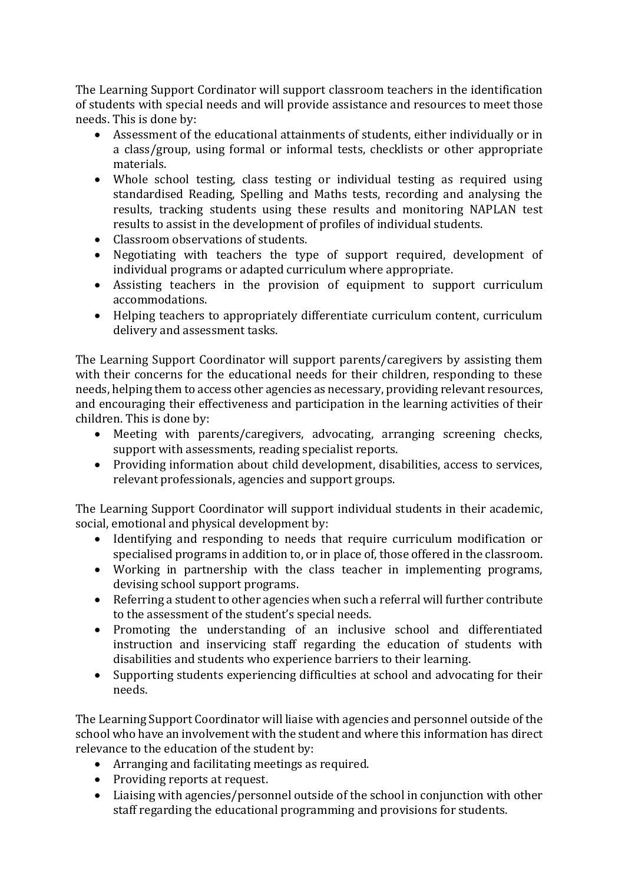The Learning Support Cordinator will support classroom teachers in the identification of students with special needs and will provide assistance and resources to meet those needs. This is done by:

- Assessment of the educational attainments of students, either individually or in a class/group, using formal or informal tests, checklists or other appropriate materials.
- Whole school testing, class testing or individual testing as required using standardised Reading, Spelling and Maths tests, recording and analysing the results, tracking students using these results and monitoring NAPLAN test results to assist in the development of profiles of individual students.
- Classroom observations of students.
- Negotiating with teachers the type of support required, development of individual programs or adapted curriculum where appropriate.
- Assisting teachers in the provision of equipment to support curriculum accommodations.
- Helping teachers to appropriately differentiate curriculum content, curriculum delivery and assessment tasks.

The Learning Support Coordinator will support parents/caregivers by assisting them with their concerns for the educational needs for their children, responding to these needs, helping them to access other agencies as necessary, providing relevant resources, and encouraging their effectiveness and participation in the learning activities of their children. This is done by:

- Meeting with parents/caregivers, advocating, arranging screening checks, support with assessments, reading specialist reports.
- Providing information about child development, disabilities, access to services, relevant professionals, agencies and support groups.

The Learning Support Coordinator will support individual students in their academic, social, emotional and physical development by:

- Identifying and responding to needs that require curriculum modification or specialised programs in addition to, or in place of, those offered in the classroom.
- Working in partnership with the class teacher in implementing programs, devising school support programs.
- Referring a student to other agencies when such a referral will further contribute to the assessment of the student's special needs.
- Promoting the understanding of an inclusive school and differentiated instruction and inservicing staff regarding the education of students with disabilities and students who experience barriers to their learning.
- Supporting students experiencing difficulties at school and advocating for their needs.

The Learning Support Coordinator will liaise with agencies and personnel outside of the school who have an involvement with the student and where this information has direct relevance to the education of the student by:

- Arranging and facilitating meetings as required.
- Providing reports at request.
- Liaising with agencies/personnel outside of the school in conjunction with other staff regarding the educational programming and provisions for students.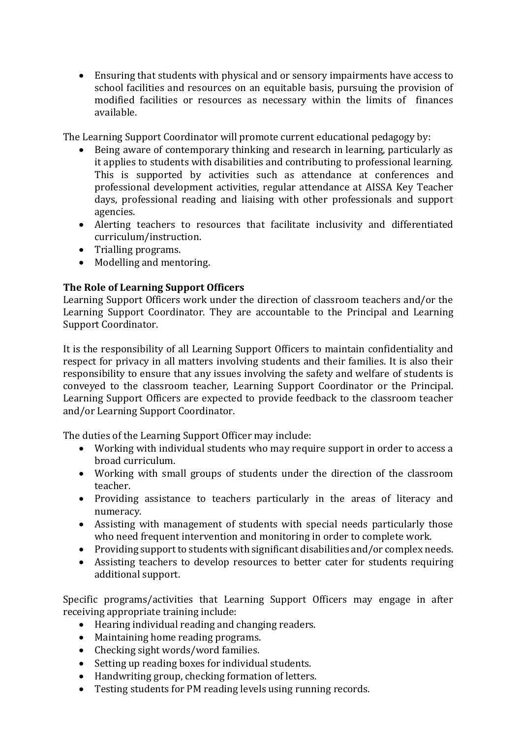- Ensuring that students with physical and or sensory impairments have access to school facilities and resources on an equitable basis, pursuing the provision of modified facilities or resources as necessary within the limits of finances available.

The Learning Support Coordinator will promote current educational pedagogy by:

- Being aware of contemporary thinking and research in learning, particularly as it applies to students with disabilities and contributing to professional learning. This is supported by activities such as attendance at conferences and professional development activities, regular attendance at AISSA Key Teacher days, professional reading and liaising with other professionals and support agencies.
- Alerting teachers to resources that facilitate inclusivity and differentiated curriculum/instruction.
- Trialling programs.
- Modelling and mentoring.

**The Role of Learning Support Officers**

Learning Support Officers work under the direction of classroom teachers and/or the Learning Support Coordinator. They are accountable to the Principal and Learning Support Coordinator.

It is the responsibility of all Learning Support Officers to maintain confidentiality and respect for privacy in all matters involving students and their families. It is also their responsibility to ensure that any issues involving the safety and welfare of students is conveyed to the classroom teacher, Learning Support Coordinator or the Principal. Learning Support Officers are expected to provide feedback to the classroom teacher and/or Learning Support Coordinator.

The duties of the Learning Support Officer may include:

- Working with individual students who may require support in order to access a broad curriculum.
- Working with small groups of students under the direction of the classroom teacher.
- Providing assistance to teachers particularly in the areas of literacy and numeracy.
- Assisting with management of students with special needs particularly those who need frequent intervention and monitoring in order to complete work.
- Providing support to students with significant disabilities and/or complex needs.
- Assisting teachers to develop resources to better cater for students requiring additional support.

Specific programs/activities that Learning Support Officers may engage in after receiving appropriate training include:

- Hearing individual reading and changing readers.
- Maintaining home reading programs.
- Checking sight words/word families.
- Setting up reading boxes for individual students.
- Handwriting group, checking formation of letters.
- Testing students for PM reading levels using running records.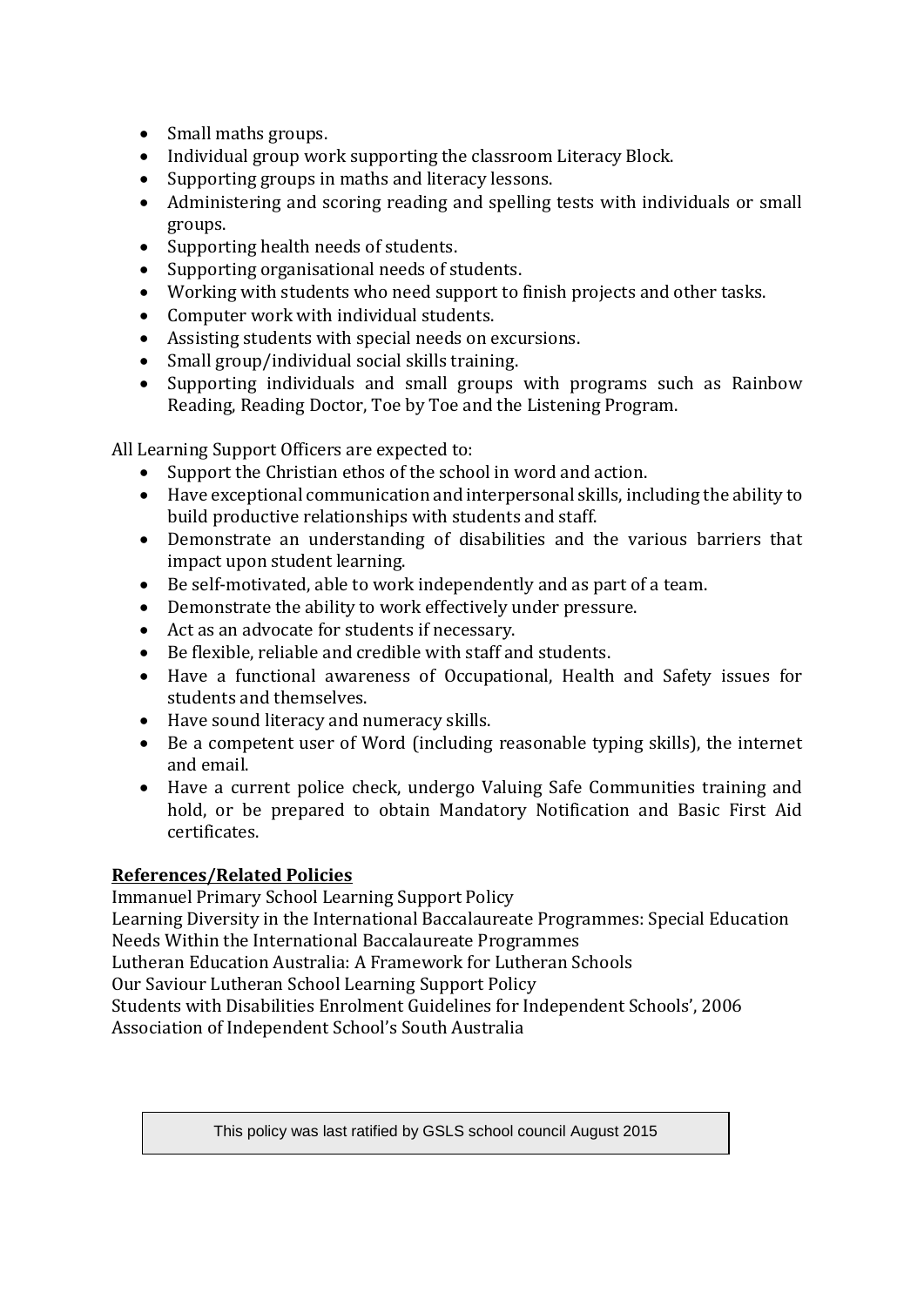- Small maths groups.
- Individual group work supporting the classroom Literacy Block.
- Supporting groups in maths and literacy lessons.
- Administering and scoring reading and spelling tests with individuals or small groups.
- Supporting health needs of students.
- Supporting organisational needs of students.
- Working with students who need support to finish projects and other tasks.
- Computer work with individual students.
- Assisting students with special needs on excursions.
- Small group/individual social skills training.
- Supporting individuals and small groups with programs such as Rainbow Reading, Reading Doctor, Toe by Toe and the Listening Program.

All Learning Support Officers are expected to:

- Support the Christian ethos of the school in word and action.
- Have exceptional communication and interpersonal skills, including the ability to build productive relationships with students and staff.
- Demonstrate an understanding of disabilities and the various barriers that impact upon student learning.
- Be self-motivated, able to work independently and as part of a team.
- Demonstrate the ability to work effectively under pressure.
- Act as an advocate for students if necessary.
- Be flexible, reliable and credible with staff and students.
- Have a functional awareness of Occupational, Health and Safety issues for students and themselves.
- Have sound literacy and numeracy skills.
- Be a competent user of Word (including reasonable typing skills), the internet and email.
- Have a current police check, undergo Valuing Safe Communities training and hold, or be prepared to obtain Mandatory Notification and Basic First Aid certificates.

**References/Related Policies**

Immanuel Primary School Learning Support Policy
Learning Diversity in the International Baccalaureate Programmes: Special Education Needs Within the International Baccalaureate Programmes
Lutheran Education Australia: A Framework for Lutheran Schools
Our Saviour Lutheran School Learning Support Policy
Students with Disabilities Enrolment Guidelines for Independent Schools', 2006
Association of Independent School's South Australia

This policy was last ratified by GSLS school council August 2015